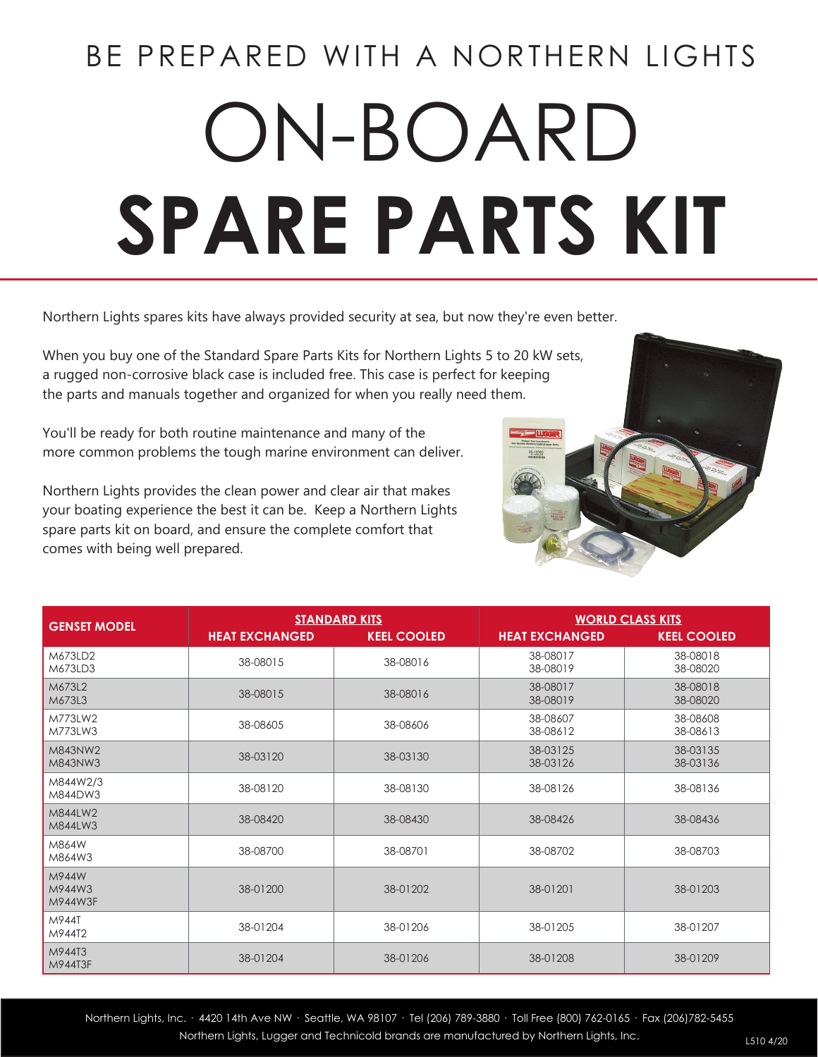BE PREPARED WITH A NORTHERN LIGHTS

# ON-BOARD
# SPARE PARTS KIT

Northern Lights spares kits have always provided security at sea, but now they're even better.

When you buy one of the Standard Spare Parts Kits for Northern Lights 5 to 20 kW sets, a rugged non-corrosive black case is included free. This case is perfect for keeping the parts and manuals together and organized for when you really need them.

You'll be ready for both routine maintenance and many of the more common problems the tough marine environment can deliver.

Northern Lights provides the clean power and clear air that makes your boating experience the best it can be. Keep a Northern Lights spare parts kit on board, and ensure the complete comfort that comes with being well prepared.

| GENSET MODEL | STANDARD KITS | | WORLD CLASS KITS | |
|---|---|---|---|---|
| | HEAT EXCHANGED | KEEL COOLED | HEAT EXCHANGED | KEEL COOLED |
| M673LD2<br>M673LD3 | 38-08015 | 38-08016 | 38-08017<br>38-08019 | 38-08018<br>38-08020 |
| M673L2<br>M673L3 | 38-08015 | 38-08016 | 38-08017<br>38-08019 | 38-08018<br>38-08020 |
| M773LW2<br>M773LW3 | 38-08605 | 38-08606 | 38-08607<br>38-08612 | 38-08608<br>38-08613 |
| M843NW2<br>M843NW3 | 38-03120 | 38-03130 | 38-03125<br>38-03126 | 38-03135<br>38-03136 |
| M844W2/3<br>M844DW3 | 38-08120 | 38-08130 | 38-08126 | 38-08136 |
| M844LW2<br>M844LW3 | 38-08420 | 38-08430 | 38-08426 | 38-08436 |
| M864W<br>M864W3 | 38-08700 | 38-08701 | 38-08702 | 38-08703 |
| M944W<br>M944W3<br>M944W3F | 38-01200 | 38-01202 | 38-01201 | 38-01203 |
| M944T<br>M944T2 | 38-01204 | 38-01206 | 38-01205 | 38-01207 |
| M944T3<br>M944T3F | 38-01204 | 38-01206 | 38-01208 | 38-01209 |

Northern Lights, Inc. · 4420 14th Ave NW · Seattle, WA 98107 · Tel (206) 789-3880 · Toll Free (800) 762-0165 · Fax (206)782-5455
Northern Lights, Lugger and Technicold brands are manufactured by Northern Lights, Inc.

L510 4/20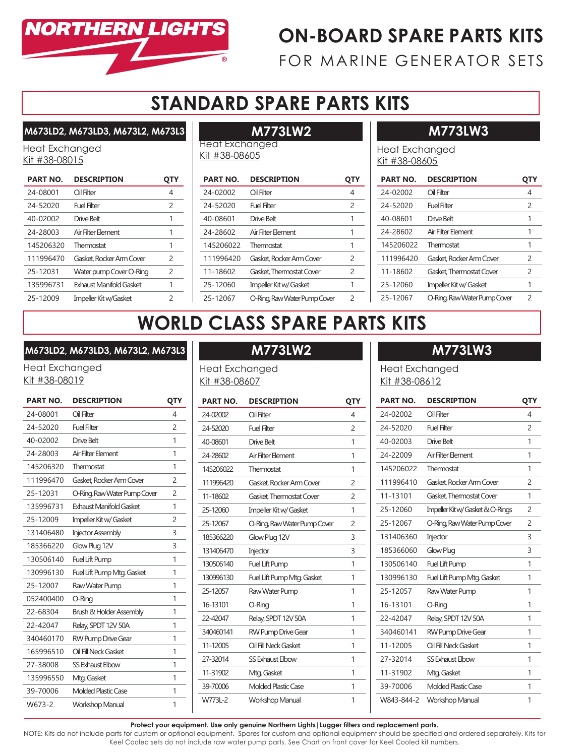NORTHERN LIGHTS®

# ON-BOARD SPARE PARTS KITS

FOR MARINE GENERATOR SETS

## STANDARD SPARE PARTS KITS

### M673LD2, M673LD3, M673L2, M673L3

Heat Exchanged
Kit #38-08015

| PART NO. | DESCRIPTION | QTY |
|---|---|---|
| 24-08001 | Oil Filter | 4 |
| 24-52020 | Fuel Filter | 2 |
| 40-02002 | Drive Belt | 1 |
| 24-28003 | Air Filter Element | 1 |
| 145206320 | Thermostat | 1 |
| 111996470 | Gasket, Rocker Arm Cover | 2 |
| 25-12031 | Water pump Cover O-Ring | 2 |
| 135996731 | Exhaust Manifold Gasket | 1 |
| 25-12009 | Impeller Kit w/Gasket | 2 |

### M773LW2

Heat Exchanged
Kit #38-08605

| PART NO. | DESCRIPTION | QTY |
|---|---|---|
| 24-02002 | Oil Filter | 4 |
| 24-52020 | Fuel Filter | 2 |
| 40-08601 | Drive Belt | 1 |
| 24-28602 | Air Filter Element | 1 |
| 145206022 | Thermostat | 1 |
| 111996420 | Gasket, Rocker Arm Cover | 2 |
| 11-18602 | Gasket, Thermostat Cover | 2 |
| 25-12060 | Impeller Kit w/ Gasket | 1 |
| 25-12067 | O-Ring, Raw Water Pump Cover | 2 |

### M773LW3

Heat Exchanged
Kit #38-08605

| PART NO. | DESCRIPTION | QTY |
|---|---|---|
| 24-02002 | Oil Filter | 4 |
| 24-52020 | Fuel Filter | 2 |
| 40-08601 | Drive Belt | 1 |
| 24-28602 | Air Filter Element | 1 |
| 145206022 | Thermostat | 1 |
| 111996420 | Gasket, Rocker Arm Cover | 2 |
| 11-18602 | Gasket, Thermostat Cover | 2 |
| 25-12060 | Impeller Kit w/ Gasket | 1 |
| 25-12067 | O-Ring, Raw Water Pump Cover | 2 |

## WORLD CLASS SPARE PARTS KITS

### M673LD2, M673LD3, M673L2, M673L3

Heat Exchanged
Kit #38-08019

| PART NO. | DESCRIPTION | QTY |
|---|---|---|
| 24-08001 | Oil Filter | 4 |
| 24-52020 | Fuel Filter | 2 |
| 40-02002 | Drive Belt | 1 |
| 24-28003 | Air Filter Element | 1 |
| 145206320 | Thermostat | 1 |
| 111996470 | Gasket, Rocker Arm Cover | 2 |
| 25-12031 | O-Ring, Raw Water Pump Cover | 2 |
| 135996731 | Exhaust Manifold Gasket | 1 |
| 25-12009 | Impeller Kit w/ Gasket | 2 |
| 131406480 | Injector Assembly | 3 |
| 185366220 | Glow Plug 12V | 3 |
| 130506140 | Fuel Lift Pump | 1 |
| 130996130 | Fuel Lift Pump Mtg. Gasket | 1 |
| 25-12007 | Raw Water Pump | 1 |
| 052400400 | O-Ring | 1 |
| 22-68304 | Brush & Holder Assembly | 1 |
| 22-42047 | Relay, SPDT 12V 50A | 1 |
| 340460170 | RW Pump Drive Gear | 1 |
| 165996510 | Oil Fill Neck Gasket | 1 |
| 27-38008 | SS Exhaust Elbow | 1 |
| 135996550 | Mtg. Gasket | 1 |
| 39-70006 | Molded Plastic Case | 1 |
| W673-2 | Workshop Manual | 1 |

### M773LW2

Heat Exchanged
Kit #38-08607

| PART NO. | DESCRIPTION | QTY |
|---|---|---|
| 24-02002 | Oil Filter | 4 |
| 24-52020 | Fuel Filter | 2 |
| 40-08601 | Drive Belt | 1 |
| 24-28602 | Air Filter Element | 1 |
| 145206022 | Thermostat | 1 |
| 111996420 | Gasket, Rocker Arm Cover | 2 |
| 11-18602 | Gasket, Thermostat Cover | 2 |
| 25-12060 | Impeller Kit w/ Gasket | 1 |
| 25-12067 | O-Ring, Raw Water Pump Cover | 2 |
| 185366220 | Glow Plug 12V | 3 |
| 131406470 | Injector | 3 |
| 130506140 | Fuel Lift Pump | 1 |
| 130996130 | Fuel Lift Pump Mtg. Gasket | 1 |
| 25-12057 | Raw Water Pump | 1 |
| 16-13101 | O-Ring | 1 |
| 22-42047 | Relay, SPDT 12V 50A | 1 |
| 340460141 | RW Pump Drive Gear | 1 |
| 11-12005 | Oil Fill Neck Gasket | 1 |
| 27-32014 | SS Exhaust Elbow | 1 |
| 11-31902 | Mtg. Gasket | 1 |
| 39-70006 | Molded Plastic Case | 1 |
| W773L-2 | Workshop Manual | 1 |

### M773LW3

Heat Exchanged
Kit #38-08612

| PART NO. | DESCRIPTION | QTY |
|---|---|---|
| 24-02002 | Oil Filter | 4 |
| 24-52020 | Fuel Filter | 2 |
| 40-02003 | Drive Belt | 1 |
| 24-22009 | Air Filter Element | 1 |
| 145206022 | Thermostat | 1 |
| 111996410 | Gasket, Rocker Arm Cover | 2 |
| 11-13101 | Gasket, Thermostat Cover | 1 |
| 25-12060 | Impeller Kit w/ Gasket & O-Rings | 2 |
| 25-12067 | O-Ring, Raw Water Pump Cover | 2 |
| 131406360 | Injector | 3 |
| 185366060 | Glow Plug | 3 |
| 130506140 | Fuel Lift Pump | 1 |
| 130996130 | Fuel Lift Pump Mtg. Gasket | 1 |
| 25-12057 | Raw Water Pump | 1 |
| 16-13101 | O-Ring | 1 |
| 22-42047 | Relay, SPDT 12V 50A | 1 |
| 340460141 | RW Pump Drive Gear | 1 |
| 11-12005 | Oil Fill Neck Gasket | 1 |
| 27-32014 | SS Exhaust Elbow | 1 |
| 11-31902 | Mtg. Gasket | 1 |
| 39-70006 | Molded Plastic Case | 1 |
| W843-844-2 | Workshop Manual | 1 |

**Protect your equipment. Use only genuine Northern Lights | Lugger filters and replacement parts.**

NOTE: Kits do not include parts for custom or optional equipment. Spares for custom and optional equipment should be specified and ordered separately. Kits for Keel Cooled sets do not include raw water pump parts. See Chart on front cover for Keel Cooled kit numbers.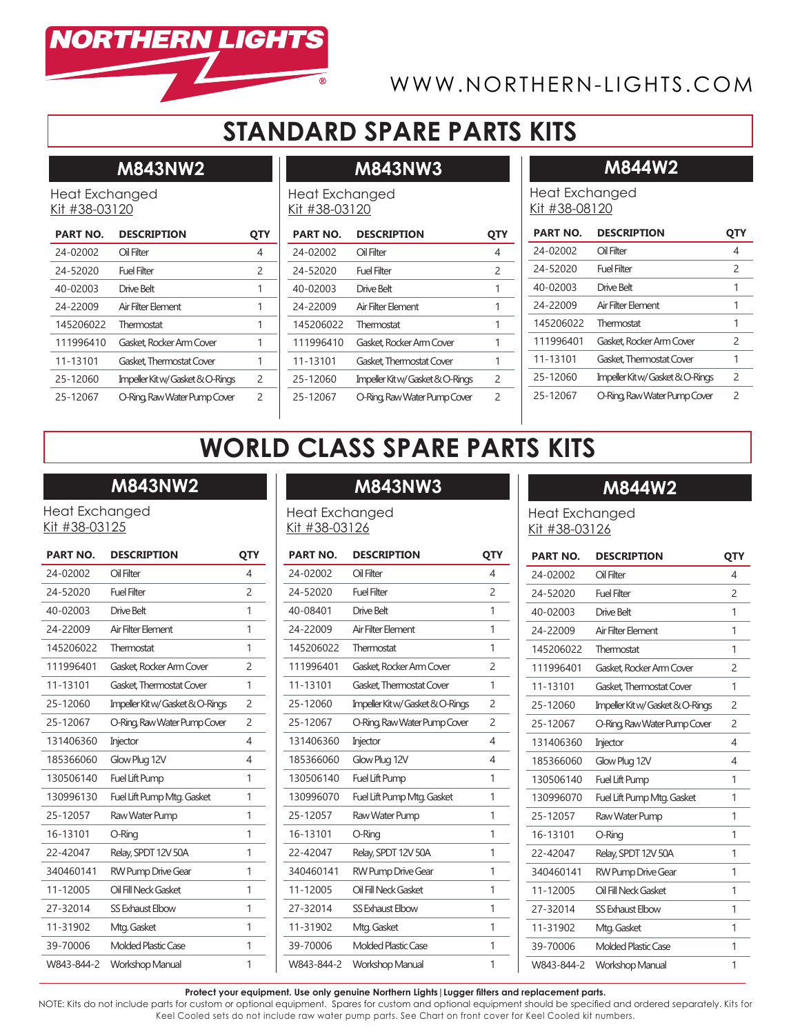NORTHERN LIGHTS®

WWW.NORTHERN-LIGHTS.COM

# STANDARD SPARE PARTS KITS

## M843NW2

Heat Exchanged
Kit #38-03120

| PART NO. | DESCRIPTION | QTY |
|---|---|---|
| 24-02002 | Oil Filter | 4 |
| 24-52020 | Fuel Filter | 2 |
| 40-02003 | Drive Belt | 1 |
| 24-22009 | Air Filter Element | 1 |
| 145206022 | Thermostat | 1 |
| 111996410 | Gasket, Rocker Arm Cover | 1 |
| 11-13101 | Gasket, Thermostat Cover | 1 |
| 25-12060 | Impeller Kit w/ Gasket & O-Rings | 2 |
| 25-12067 | O-Ring, Raw Water Pump Cover | 2 |

## M843NW3

Heat Exchanged
Kit #38-03120

| PART NO. | DESCRIPTION | QTY |
|---|---|---|
| 24-02002 | Oil Filter | 4 |
| 24-52020 | Fuel Filter | 2 |
| 40-02003 | Drive Belt | 1 |
| 24-22009 | Air Filter Element | 1 |
| 145206022 | Thermostat | 1 |
| 111996410 | Gasket, Rocker Arm Cover | 1 |
| 11-13101 | Gasket, Thermostat Cover | 1 |
| 25-12060 | Impeller Kit w/ Gasket & O-Rings | 2 |
| 25-12067 | O-Ring, Raw Water Pump Cover | 2 |

## M844W2

Heat Exchanged
Kit #38-08120

| PART NO. | DESCRIPTION | QTY |
|---|---|---|
| 24-02002 | Oil Filter | 4 |
| 24-52020 | Fuel Filter | 2 |
| 40-02003 | Drive Belt | 1 |
| 24-22009 | Air Filter Element | 1 |
| 145206022 | Thermostat | 1 |
| 111996401 | Gasket, Rocker Arm Cover | 2 |
| 11-13101 | Gasket, Thermostat Cover | 1 |
| 25-12060 | Impeller Kit w/ Gasket & O-Rings | 2 |
| 25-12067 | O-Ring, Raw Water Pump Cover | 2 |

# WORLD CLASS SPARE PARTS KITS

## M843NW2

Heat Exchanged
Kit #38-03125

| PART NO. | DESCRIPTION | QTY |
|---|---|---|
| 24-02002 | Oil Filter | 4 |
| 24-52020 | Fuel Filter | 2 |
| 40-02003 | Drive Belt | 1 |
| 24-22009 | Air Filter Element | 1 |
| 145206022 | Thermostat | 1 |
| 111996401 | Gasket, Rocker Arm Cover | 2 |
| 11-13101 | Gasket, Thermostat Cover | 1 |
| 25-12060 | Impeller Kit w/ Gasket & O-Rings | 2 |
| 25-12067 | O-Ring, Raw Water Pump Cover | 2 |
| 131406360 | Injector | 4 |
| 185366060 | Glow Plug 12V | 4 |
| 130506140 | Fuel Lift Pump | 1 |
| 130996130 | Fuel Lift Pump Mtg. Gasket | 1 |
| 25-12057 | Raw Water Pump | 1 |
| 16-13101 | O-Ring | 1 |
| 22-42047 | Relay, SPDT 12V 50A | 1 |
| 340460141 | RW Pump Drive Gear | 1 |
| 11-12005 | Oil Fill Neck Gasket | 1 |
| 27-32014 | SS Exhaust Elbow | 1 |
| 11-31902 | Mtg. Gasket | 1 |
| 39-70006 | Molded Plastic Case | 1 |
| W843-844-2 | Workshop Manual | 1 |

## M843NW3

Heat Exchanged
Kit #38-03126

| PART NO. | DESCRIPTION | QTY |
|---|---|---|
| 24-02002 | Oil Filter | 4 |
| 24-52020 | Fuel Filter | 2 |
| 40-08401 | Drive Belt | 1 |
| 24-22009 | Air Filter Element | 1 |
| 145206022 | Thermostat | 1 |
| 111996401 | Gasket, Rocker Arm Cover | 2 |
| 11-13101 | Gasket, Thermostat Cover | 1 |
| 25-12060 | Impeller Kit w/ Gasket & O-Rings | 2 |
| 25-12067 | O-Ring, Raw Water Pump Cover | 2 |
| 131406360 | Injector | 4 |
| 185366060 | Glow Plug 12V | 4 |
| 130506140 | Fuel Lift Pump | 1 |
| 130996070 | Fuel Lift Pump Mtg. Gasket | 1 |
| 25-12057 | Raw Water Pump | 1 |
| 16-13101 | O-Ring | 1 |
| 22-42047 | Relay, SPDT 12V 50A | 1 |
| 340460141 | RW Pump Drive Gear | 1 |
| 11-12005 | Oil Fill Neck Gasket | 1 |
| 27-32014 | SS Exhaust Elbow | 1 |
| 11-31902 | Mtg. Gasket | 1 |
| 39-70006 | Molded Plastic Case | 1 |
| W843-844-2 | Workshop Manual | 1 |

## M844W2

Heat Exchanged
Kit #38-03126

| PART NO. | DESCRIPTION | QTY |
|---|---|---|
| 24-02002 | Oil Filter | 4 |
| 24-52020 | Fuel Filter | 2 |
| 40-02003 | Drive Belt | 1 |
| 24-22009 | Air Filter Element | 1 |
| 145206022 | Thermostat | 1 |
| 111996401 | Gasket, Rocker Arm Cover | 2 |
| 11-13101 | Gasket, Thermostat Cover | 1 |
| 25-12060 | Impeller Kit w/ Gasket & O-Rings | 2 |
| 25-12067 | O-Ring, Raw Water Pump Cover | 2 |
| 131406360 | Injector | 4 |
| 185366060 | Glow Plug 12V | 4 |
| 130506140 | Fuel Lift Pump | 1 |
| 130996070 | Fuel Lift Pump Mtg. Gasket | 1 |
| 25-12057 | Raw Water Pump | 1 |
| 16-13101 | O-Ring | 1 |
| 22-42047 | Relay, SPDT 12V 50A | 1 |
| 340460141 | RW Pump Drive Gear | 1 |
| 11-12005 | Oil Fill Neck Gasket | 1 |
| 27-32014 | SS Exhaust Elbow | 1 |
| 11-31902 | Mtg. Gasket | 1 |
| 39-70006 | Molded Plastic Case | 1 |
| W843-844-2 | Workshop Manual | 1 |

**Protect your equipment. Use only genuine Northern Lights | Lugger filters and replacement parts.**

NOTE: Kits do not include parts for custom or optional equipment. Spares for custom and optional equipment should be specified and ordered separately. Kits for Keel Cooled sets do not include raw water pump parts. See Chart on front cover for Keel Cooled kit numbers.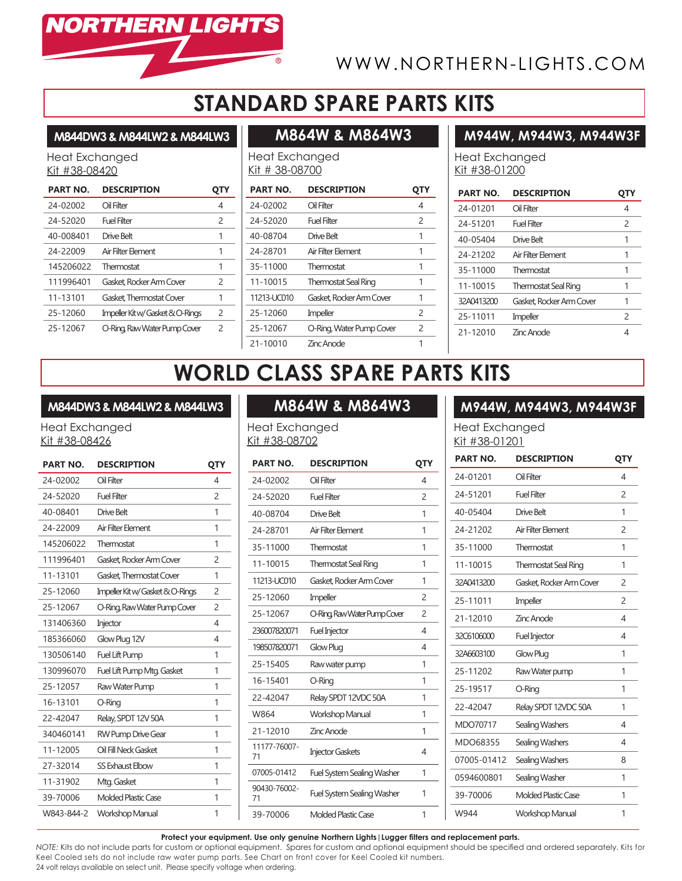NORTHERN LIGHTS®

WWW.NORTHERN-LIGHTS.COM

# STANDARD SPARE PARTS KITS

## M844DW3 & M844LW2 & M844LW3

Heat Exchanged
Kit #38-08420

| PART NO. | DESCRIPTION | QTY |
|---|---|---|
| 24-02002 | Oil Filter | 4 |
| 24-52020 | Fuel Filter | 2 |
| 40-008401 | Drive Belt | 1 |
| 24-22009 | Air Filter Element | 1 |
| 145206022 | Thermostat | 1 |
| 111996401 | Gasket, Rocker Arm Cover | 2 |
| 11-13101 | Gasket, Thermostat Cover | 1 |
| 25-12060 | Impeller Kit w/ Gasket & O-Rings | 2 |
| 25-12067 | O-Ring, Raw Water Pump Cover | 2 |

## M864W & M864W3

Heat Exchanged
Kit # 38-08700

| PART NO. | DESCRIPTION | QTY |
|---|---|---|
| 24-02002 | Oil Filter | 4 |
| 24-52020 | Fuel Filter | 2 |
| 40-08704 | Drive Belt | 1 |
| 24-28701 | Air Filter Element | 1 |
| 35-11000 | Thermostat | 1 |
| 11-10015 | Thermostat Seal Ring | 1 |
| 11213-UC010 | Gasket, Rocker Arm Cover | 1 |
| 25-12060 | Impeller | 2 |
| 25-12067 | O-Ring, Water Pump Cover | 2 |
| 21-10010 | Zinc Anode | 1 |

## M944W, M944W3, M944W3F

Heat Exchanged
Kit #38-01200

| PART NO. | DESCRIPTION | QTY |
|---|---|---|
| 24-01201 | Oil Filter | 4 |
| 24-51201 | Fuel Filter | 2 |
| 40-05404 | Drive Belt | 1 |
| 24-21202 | Air Filter Element | 1 |
| 35-11000 | Thermostat | 1 |
| 11-10015 | Thermostat Seal Ring | 1 |
| 32A0413200 | Gasket, Rocker Arm Cover | 1 |
| 25-11011 | Impeller | 2 |
| 21-12010 | Zinc Anode | 4 |

# WORLD CLASS SPARE PARTS KITS

## M844DW3 & M844LW2 & M844LW3

Heat Exchanged
Kit #38-08426

| PART NO. | DESCRIPTION | QTY |
|---|---|---|
| 24-02002 | Oil Filter | 4 |
| 24-52020 | Fuel Filter | 2 |
| 40-08401 | Drive Belt | 1 |
| 24-22009 | Air Filter Element | 1 |
| 145206022 | Thermostat | 1 |
| 111996401 | Gasket, Rocker Arm Cover | 2 |
| 11-13101 | Gasket, Thermostat Cover | 1 |
| 25-12060 | Impeller Kit w/ Gasket & O-Rings | 2 |
| 25-12067 | O-Ring, Raw Water Pump Cover | 2 |
| 131406360 | Injector | 4 |
| 185366060 | Glow Plug 12V | 4 |
| 130506140 | Fuel Lift Pump | 1 |
| 130996070 | Fuel Lift Pump Mtg. Gasket | 1 |
| 25-12057 | Raw Water Pump | 1 |
| 16-13101 | O-Ring | 1 |
| 22-42047 | Relay, SPDT 12V 50A | 1 |
| 340460141 | RW Pump Drive Gear | 1 |
| 11-12005 | Oil Fill Neck Gasket | 1 |
| 27-32014 | SS Exhaust Elbow | 1 |
| 11-31902 | Mtg. Gasket | 1 |
| 39-70006 | Molded Plastic Case | 1 |
| W843-844-2 | Workshop Manual | 1 |

## M864W & M864W3

Heat Exchanged
Kit #38-08702

| PART NO. | DESCRIPTION | QTY |
|---|---|---|
| 24-02002 | Oil Filter | 4 |
| 24-52020 | Fuel Filter | 2 |
| 40-08704 | Drive Belt | 1 |
| 24-28701 | Air Filter Element | 1 |
| 35-11000 | Thermostat | 1 |
| 11-10015 | Thermostat Seal Ring | 1 |
| 11213-UC010 | Gasket, Rocker Arm Cover | 1 |
| 25-12060 | Impeller | 2 |
| 25-12067 | O-Ring, Raw Water Pump Cover | 2 |
| 236007820071 | Fuel Injector | 4 |
| 198507820071 | Glow Plug | 4 |
| 25-15405 | Raw water pump | 1 |
| 16-15401 | O-Ring | 1 |
| 22-42047 | Relay SPDT 12VDC 50A | 1 |
| W864 | Workshop Manual | 1 |
| 21-12010 | Zinc Anode | 1 |
| 11177-76007-71 | Injector Gaskets | 4 |
| 07005-01412 | Fuel System Sealing Washer | 1 |
| 90430-76002-71 | Fuel System Sealing Washer | 1 |
| 39-70006 | Molded Plastic Case | 1 |

## M944W, M944W3, M944W3F

Heat Exchanged
Kit #38-01201

| PART NO. | DESCRIPTION | QTY |
|---|---|---|
| 24-01201 | Oil Filter | 4 |
| 24-51201 | Fuel Filter | 2 |
| 40-05404 | Drive Belt | 1 |
| 24-21202 | Air Filter Element | 2 |
| 35-11000 | Thermostat | 1 |
| 11-10015 | Thermostat Seal Ring | 1 |
| 32A0413200 | Gasket, Rocker Arm Cover | 2 |
| 25-11011 | Impeller | 2 |
| 21-12010 | Zinc Anode | 4 |
| 32C6106000 | Fuel Injector | 4 |
| 32A6603100 | Glow Plug | 1 |
| 25-11202 | Raw Water pump | 1 |
| 25-19517 | O-Ring | 1 |
| 22-42047 | Relay SPDT 12VDC 50A | 1 |
| MDO70717 | Sealing Washers | 4 |
| MDO68355 | Sealing Washers | 4 |
| 07005-01412 | Sealing Washers | 8 |
| 0594600801 | Sealing Washer | 1 |
| 39-70006 | Molded Plastic Case | 1 |
| W944 | Workshop Manual | 1 |

**Protect your equipment. Use only genuine Northern Lights | Lugger filters and replacement parts.**

*NOTE:* Kits do not include parts for custom or optional equipment. Spares for custom and optional equipment should be specified and ordered separately. Kits for Keel Cooled sets do not include raw water pump parts. See Chart on front cover for Keel Cooled kit numbers.
24 volt relays available on select unit. Please specify voltage when ordering.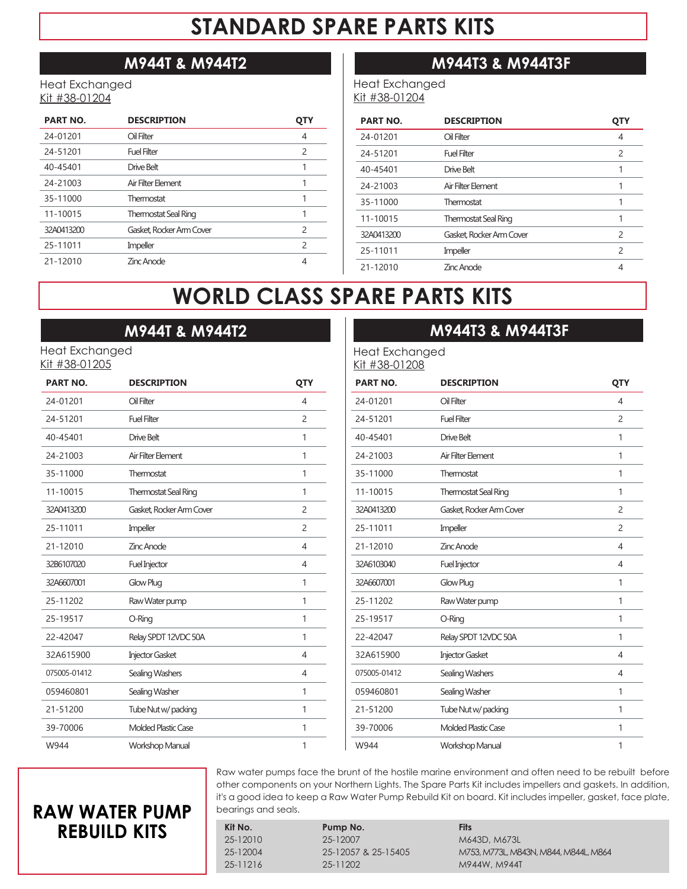# STANDARD SPARE PARTS KITS

## M944T & M944T2

Heat Exchanged
Kit #38-01204

| PART NO. | DESCRIPTION | QTY |
|---|---|---|
| 24-01201 | Oil Filter | 4 |
| 24-51201 | Fuel Filter | 2 |
| 40-45401 | Drive Belt | 1 |
| 24-21003 | Air Filter Element | 1 |
| 35-11000 | Thermostat | 1 |
| 11-10015 | Thermostat Seal Ring | 1 |
| 32A0413200 | Gasket, Rocker Arm Cover | 2 |
| 25-11011 | Impeller | 2 |
| 21-12010 | Zinc Anode | 4 |

## M944T3 & M944T3F

Heat Exchanged
Kit #38-01204

| PART NO. | DESCRIPTION | QTY |
|---|---|---|
| 24-01201 | Oil Filter | 4 |
| 24-51201 | Fuel Filter | 2 |
| 40-45401 | Drive Belt | 1 |
| 24-21003 | Air Filter Element | 1 |
| 35-11000 | Thermostat | 1 |
| 11-10015 | Thermostat Seal Ring | 1 |
| 32A0413200 | Gasket, Rocker Arm Cover | 2 |
| 25-11011 | Impeller | 2 |
| 21-12010 | Zinc Anode | 4 |

# WORLD CLASS SPARE PARTS KITS

## M944T & M944T2

Heat Exchanged
Kit #38-01205

| PART NO. | DESCRIPTION | QTY |
|---|---|---|
| 24-01201 | Oil Filter | 4 |
| 24-51201 | Fuel Filter | 2 |
| 40-45401 | Drive Belt | 1 |
| 24-21003 | Air Filter Element | 1 |
| 35-11000 | Thermostat | 1 |
| 11-10015 | Thermostat Seal Ring | 1 |
| 32A0413200 | Gasket, Rocker Arm Cover | 2 |
| 25-11011 | Impeller | 2 |
| 21-12010 | Zinc Anode | 4 |
| 32B6107020 | Fuel Injector | 4 |
| 32A6607001 | Glow Plug | 1 |
| 25-11202 | Raw Water pump | 1 |
| 25-19517 | O-Ring | 1 |
| 22-42047 | Relay SPDT 12VDC 50A | 1 |
| 32A615900 | Injector Gasket | 4 |
| 075005-01412 | Sealing Washers | 4 |
| 059460801 | Sealing Washer | 1 |
| 21-51200 | Tube Nut w/ packing | 1 |
| 39-70006 | Molded Plastic Case | 1 |
| W944 | Workshop Manual | 1 |

## M944T3 & M944T3F

Heat Exchanged
Kit #38-01208

| PART NO. | DESCRIPTION | QTY |
|---|---|---|
| 24-01201 | Oil Filter | 4 |
| 24-51201 | Fuel Filter | 2 |
| 40-45401 | Drive Belt | 1 |
| 24-21003 | Air Filter Element | 1 |
| 35-11000 | Thermostat | 1 |
| 11-10015 | Thermostat Seal Ring | 1 |
| 32A0413200 | Gasket, Rocker Arm Cover | 2 |
| 25-11011 | Impeller | 2 |
| 21-12010 | Zinc Anode | 4 |
| 32A6103040 | Fuel Injector | 4 |
| 32A6607001 | Glow Plug | 1 |
| 25-11202 | Raw Water pump | 1 |
| 25-19517 | O-Ring | 1 |
| 22-42047 | Relay SPDT 12VDC 50A | 1 |
| 32A615900 | Injector Gasket | 4 |
| 075005-01412 | Sealing Washers | 4 |
| 059460801 | Sealing Washer | 1 |
| 21-51200 | Tube Nut w/ packing | 1 |
| 39-70006 | Molded Plastic Case | 1 |
| W944 | Workshop Manual | 1 |

# RAW WATER PUMP REBUILD KITS

Raw water pumps face the brunt of the hostile marine environment and often need to be rebuilt before other components on your Northern Lights. The Spare Parts Kit includes impellers and gaskets. In addition, it's a good idea to keep a Raw Water Pump Rebuild Kit on board. Kit includes impeller, gasket, face plate, bearings and seals.

| Kit No. | Pump No. | Fits |
|---|---|---|
| 25-12010 | 25-12007 | M643D, M673L |
| 25-12004 | 25-12057 & 25-15405 | M753, M773L, M843N, M844, M844L, M864 |
| 25-11216 | 25-11202 | M944W, M944T |